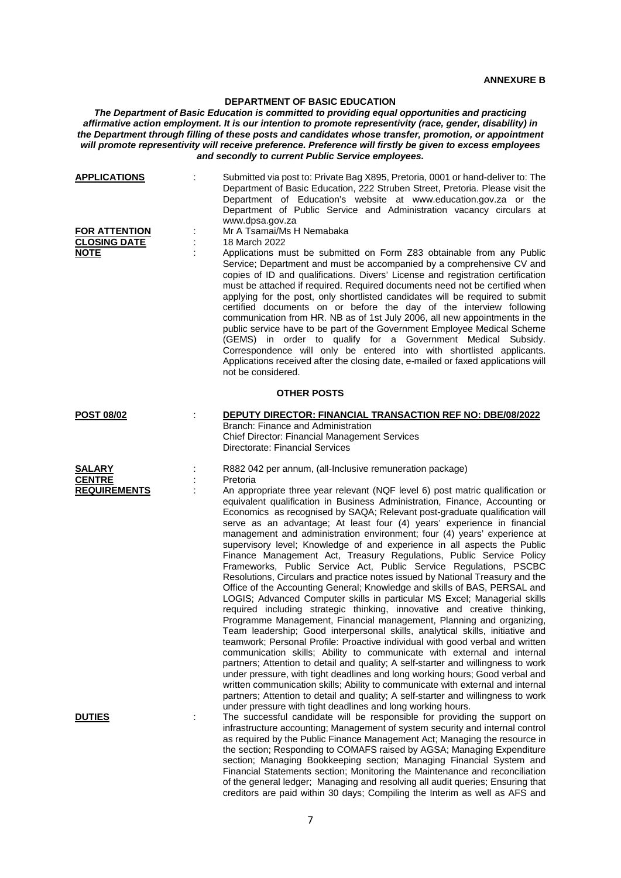**ANNEXURE B**

## DEPARTMENT OF BASIC EDUCATION

***The Department of Basic Education is committed to providing equal opportunities and practicing affirmative action employment. It is our intention to promote representivity (race, gender, disability) in the Department through filling of these posts and candidates whose transfer, promotion, or appointment will promote representivity will receive preference. Preference will firstly be given to excess employees and secondly to current Public Service employees.***

**APPLICATIONS** : Submitted via post to: Private Bag X895, Pretoria, 0001 or hand-deliver to: The Department of Basic Education, 222 Struben Street, Pretoria. Please visit the Department of Education's website at www.education.gov.za or the Department of Public Service and Administration vacancy circulars at www.dpsa.gov.za

**FOR ATTENTION** : Mr A Tsamai/Ms H Nemabaka

**CLOSING DATE** : 18 March 2022

**NOTE** : Applications must be submitted on Form Z83 obtainable from any Public Service; Department and must be accompanied by a comprehensive CV and copies of ID and qualifications. Divers' License and registration certification must be attached if required. Required documents need not be certified when applying for the post, only shortlisted candidates will be required to submit certified documents on or before the day of the interview following communication from HR. NB as of 1st July 2006, all new appointments in the public service have to be part of the Government Employee Medical Scheme (GEMS) in order to qualify for a Government Medical Subsidy. Correspondence will only be entered into with shortlisted applicants. Applications received after the closing date, e-mailed or faxed applications will not be considered.

### OTHER POSTS

**POST 08/02** : **DEPUTY DIRECTOR: FINANCIAL TRANSACTION REF NO: DBE/08/2022**
Branch: Finance and Administration
Chief Director: Financial Management Services
Directorate: Financial Services

**SALARY** : R882 042 per annum, (all-Inclusive remuneration package)

**CENTRE** : Pretoria

**REQUIREMENTS** : An appropriate three year relevant (NQF level 6) post matric qualification or equivalent qualification in Business Administration, Finance, Accounting or Economics as recognised by SAQA; Relevant post-graduate qualification will serve as an advantage; At least four (4) years' experience in financial management and administration environment; four (4) years' experience at supervisory level; Knowledge of and experience in all aspects the Public Finance Management Act, Treasury Regulations, Public Service Policy Frameworks, Public Service Act, Public Service Regulations, PSCBC Resolutions, Circulars and practice notes issued by National Treasury and the Office of the Accounting General; Knowledge and skills of BAS, PERSAL and LOGIS; Advanced Computer skills in particular MS Excel; Managerial skills required including strategic thinking, innovative and creative thinking, Programme Management, Financial management, Planning and organizing, Team leadership; Good interpersonal skills, analytical skills, initiative and teamwork; Personal Profile: Proactive individual with good verbal and written communication skills; Ability to communicate with external and internal partners; Attention to detail and quality; A self-starter and willingness to work under pressure, with tight deadlines and long working hours; Good verbal and written communication skills; Ability to communicate with external and internal partners; Attention to detail and quality; A self-starter and willingness to work under pressure with tight deadlines and long working hours.

**DUTIES** : The successful candidate will be responsible for providing the support on infrastructure accounting; Management of system security and internal control as required by the Public Finance Management Act; Managing the resource in the section; Responding to COMAFS raised by AGSA; Managing Expenditure section; Managing Bookkeeping section; Managing Financial System and Financial Statements section; Monitoring the Maintenance and reconciliation of the general ledger; Managing and resolving all audit queries; Ensuring that creditors are paid within 30 days; Compiling the Interim as well as AFS and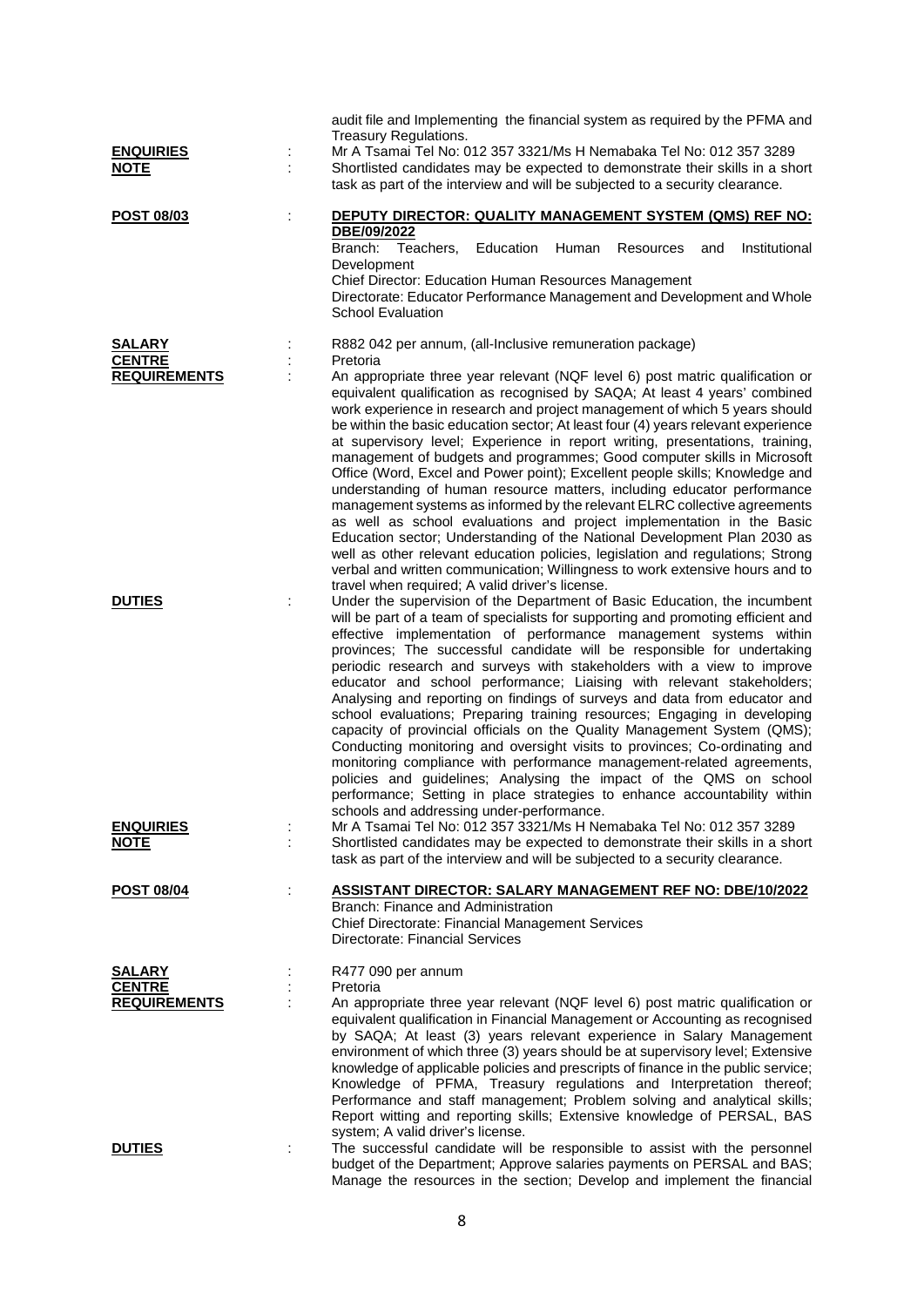audit file and Implementing the financial system as required by the PFMA and Treasury Regulations.

**ENQUIRIES** : Mr A Tsamai Tel No: 012 357 3321/Ms H Nemabaka Tel No: 012 357 3289

**NOTE** : Shortlisted candidates may be expected to demonstrate their skills in a short task as part of the interview and will be subjected to a security clearance.

**POST 08/03** : **DEPUTY DIRECTOR: QUALITY MANAGEMENT SYSTEM (QMS) REF NO: DBE/09/2022**

Branch: Teachers, Education Human Resources and Institutional Development
Chief Director: Education Human Resources Management
Directorate: Educator Performance Management and Development and Whole School Evaluation

**SALARY** : R882 042 per annum, (all-Inclusive remuneration package)

**CENTRE** : Pretoria

**REQUIREMENTS** : An appropriate three year relevant (NQF level 6) post matric qualification or equivalent qualification as recognised by SAQA; At least 4 years' combined work experience in research and project management of which 5 years should be within the basic education sector; At least four (4) years relevant experience at supervisory level; Experience in report writing, presentations, training, management of budgets and programmes; Good computer skills in Microsoft Office (Word, Excel and Power point); Excellent people skills; Knowledge and understanding of human resource matters, including educator performance management systems as informed by the relevant ELRC collective agreements as well as school evaluations and project implementation in the Basic Education sector; Understanding of the National Development Plan 2030 as well as other relevant education policies, legislation and regulations; Strong verbal and written communication; Willingness to work extensive hours and to travel when required; A valid driver's license.

**DUTIES** : Under the supervision of the Department of Basic Education, the incumbent will be part of a team of specialists for supporting and promoting efficient and effective implementation of performance management systems within provinces; The successful candidate will be responsible for undertaking periodic research and surveys with stakeholders with a view to improve educator and school performance; Liaising with relevant stakeholders; Analysing and reporting on findings of surveys and data from educator and school evaluations; Preparing training resources; Engaging in developing capacity of provincial officials on the Quality Management System (QMS); Conducting monitoring and oversight visits to provinces; Co-ordinating and monitoring compliance with performance management-related agreements, policies and guidelines; Analysing the impact of the QMS on school performance; Setting in place strategies to enhance accountability within schools and addressing under-performance.

**ENQUIRIES** : Mr A Tsamai Tel No: 012 357 3321/Ms H Nemabaka Tel No: 012 357 3289

**NOTE** : Shortlisted candidates may be expected to demonstrate their skills in a short task as part of the interview and will be subjected to a security clearance.

**POST 08/04** : **ASSISTANT DIRECTOR: SALARY MANAGEMENT REF NO: DBE/10/2022**

Branch: Finance and Administration
Chief Directorate: Financial Management Services
Directorate: Financial Services

**SALARY** : R477 090 per annum

**CENTRE** : Pretoria

**REQUIREMENTS** : An appropriate three year relevant (NQF level 6) post matric qualification or equivalent qualification in Financial Management or Accounting as recognised by SAQA; At least (3) years relevant experience in Salary Management environment of which three (3) years should be at supervisory level; Extensive knowledge of applicable policies and prescripts of finance in the public service; Knowledge of PFMA, Treasury regulations and Interpretation thereof; Performance and staff management; Problem solving and analytical skills; Report witting and reporting skills; Extensive knowledge of PERSAL, BAS system; A valid driver's license.

**DUTIES** : The successful candidate will be responsible to assist with the personnel budget of the Department; Approve salaries payments on PERSAL and BAS; Manage the resources in the section; Develop and implement the financial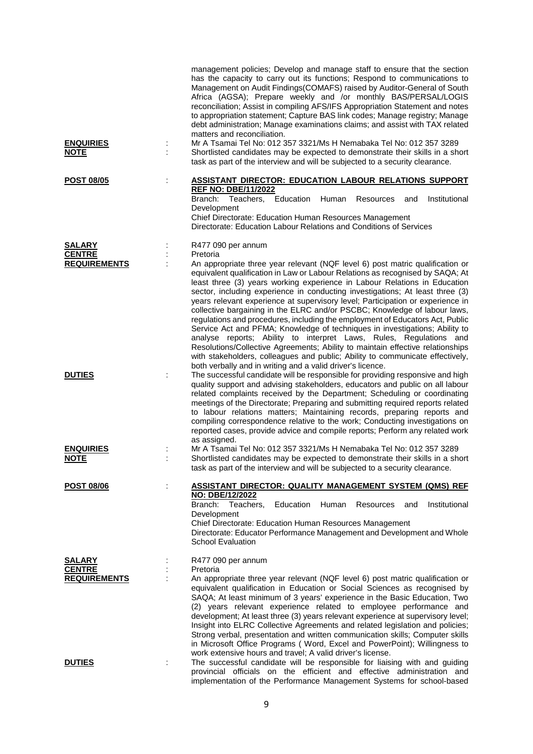management policies; Develop and manage staff to ensure that the section has the capacity to carry out its functions; Respond to communications to Management on Audit Findings(COMAFS) raised by Auditor-General of South Africa (AGSA); Prepare weekly and /or monthly BAS/PERSAL/LOGIS reconciliation; Assist in compiling AFS/IFS Appropriation Statement and notes to appropriation statement; Capture BAS link codes; Manage registry; Manage debt administration; Manage examinations claims; and assist with TAX related matters and reconciliation.

**ENQUIRIES** : Mr A Tsamai Tel No: 012 357 3321/Ms H Nemabaka Tel No: 012 357 3289

**NOTE** : Shortlisted candidates may be expected to demonstrate their skills in a short task as part of the interview and will be subjected to a security clearance.

**POST 08/05** : **ASSISTANT DIRECTOR: EDUCATION LABOUR RELATIONS SUPPORT REF NO: DBE/11/2022**

Branch: Teachers, Education Human Resources and Institutional Development
Chief Directorate: Education Human Resources Management
Directorate: Education Labour Relations and Conditions of Services

**SALARY** : R477 090 per annum

**CENTRE** : Pretoria

**REQUIREMENTS** : An appropriate three year relevant (NQF level 6) post matric qualification or equivalent qualification in Law or Labour Relations as recognised by SAQA; At least three (3) years working experience in Labour Relations in Education sector, including experience in conducting investigations; At least three (3) years relevant experience at supervisory level; Participation or experience in collective bargaining in the ELRC and/or PSCBC; Knowledge of labour laws, regulations and procedures, including the employment of Educators Act, Public Service Act and PFMA; Knowledge of techniques in investigations; Ability to analyse reports; Ability to interpret Laws, Rules, Regulations and Resolutions/Collective Agreements; Ability to maintain effective relationships with stakeholders, colleagues and public; Ability to communicate effectively, both verbally and in writing and a valid driver's licence.

**DUTIES** : The successful candidate will be responsible for providing responsive and high quality support and advising stakeholders, educators and public on all labour related complaints received by the Department; Scheduling or coordinating meetings of the Directorate; Preparing and submitting required reports related to labour relations matters; Maintaining records, preparing reports and compiling correspondence relative to the work; Conducting investigations on reported cases, provide advice and compile reports; Perform any related work as assigned.

**ENQUIRIES** : Mr A Tsamai Tel No: 012 357 3321/Ms H Nemabaka Tel No: 012 357 3289

**NOTE** : Shortlisted candidates may be expected to demonstrate their skills in a short task as part of the interview and will be subjected to a security clearance.

**POST 08/06** : **ASSISTANT DIRECTOR: QUALITY MANAGEMENT SYSTEM (QMS) REF NO: DBE/12/2022**

Branch: Teachers, Education Human Resources and Institutional Development
Chief Directorate: Education Human Resources Management
Directorate: Educator Performance Management and Development and Whole School Evaluation

**SALARY** : R477 090 per annum

**CENTRE** : Pretoria

**REQUIREMENTS** : An appropriate three year relevant (NQF level 6) post matric qualification or equivalent qualification in Education or Social Sciences as recognised by SAQA; At least minimum of 3 years' experience in the Basic Education, Two (2) years relevant experience related to employee performance and development; At least three (3) years relevant experience at supervisory level; Insight into ELRC Collective Agreements and related legislation and policies; Strong verbal, presentation and written communication skills; Computer skills in Microsoft Office Programs ( Word, Excel and PowerPoint); Willingness to work extensive hours and travel; A valid driver's license.

**DUTIES** : The successful candidate will be responsible for liaising with and guiding provincial officials on the efficient and effective administration and implementation of the Performance Management Systems for school-based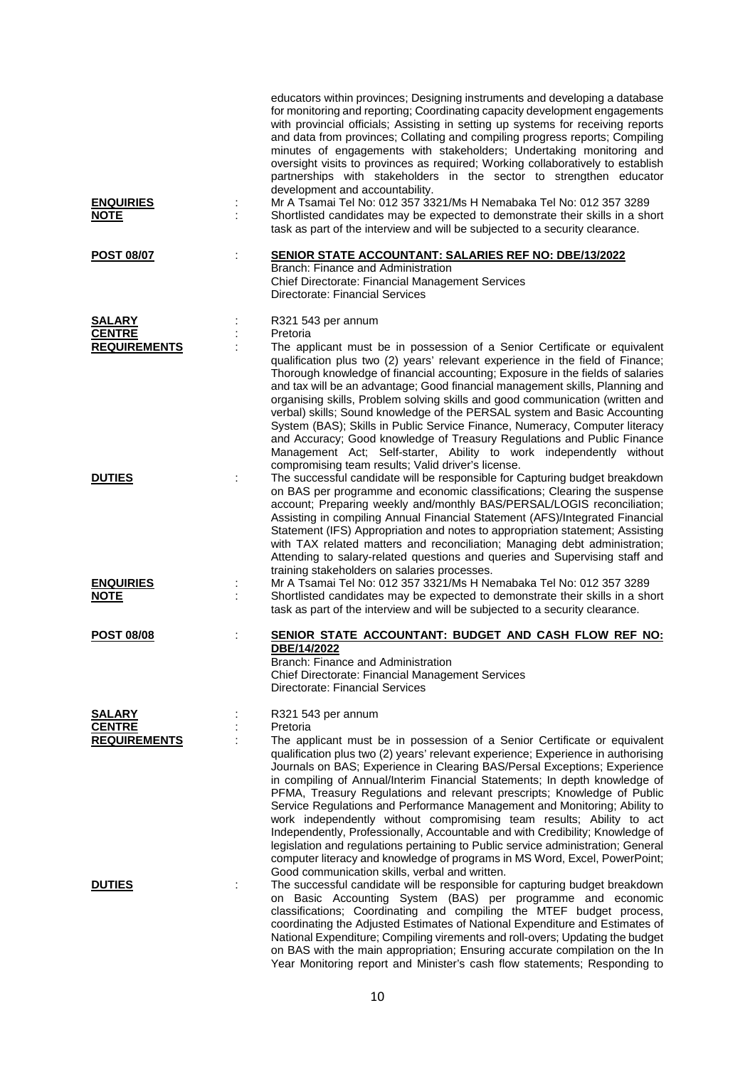educators within provinces; Designing instruments and developing a database for monitoring and reporting; Coordinating capacity development engagements with provincial officials; Assisting in setting up systems for receiving reports and data from provinces; Collating and compiling progress reports; Compiling minutes of engagements with stakeholders; Undertaking monitoring and oversight visits to provinces as required; Working collaboratively to establish partnerships with stakeholders in the sector to strengthen educator development and accountability.

**ENQUIRIES** : Mr A Tsamai Tel No: 012 357 3321/Ms H Nemabaka Tel No: 012 357 3289

**NOTE** : Shortlisted candidates may be expected to demonstrate their skills in a short task as part of the interview and will be subjected to a security clearance.

**POST 08/07** : **SENIOR STATE ACCOUNTANT: SALARIES REF NO: DBE/13/2022**

Branch: Finance and Administration
Chief Directorate: Financial Management Services
Directorate: Financial Services

**SALARY** : R321 543 per annum

**CENTRE** : Pretoria

**REQUIREMENTS** : The applicant must be in possession of a Senior Certificate or equivalent qualification plus two (2) years' relevant experience in the field of Finance; Thorough knowledge of financial accounting; Exposure in the fields of salaries and tax will be an advantage; Good financial management skills, Planning and organising skills, Problem solving skills and good communication (written and verbal) skills; Sound knowledge of the PERSAL system and Basic Accounting System (BAS); Skills in Public Service Finance, Numeracy, Computer literacy and Accuracy; Good knowledge of Treasury Regulations and Public Finance Management Act; Self-starter, Ability to work independently without compromising team results; Valid driver's license.

**DUTIES** : The successful candidate will be responsible for Capturing budget breakdown on BAS per programme and economic classifications; Clearing the suspense account; Preparing weekly and/monthly BAS/PERSAL/LOGIS reconciliation; Assisting in compiling Annual Financial Statement (AFS)/Integrated Financial Statement (IFS) Appropriation and notes to appropriation statement; Assisting with TAX related matters and reconciliation; Managing debt administration; Attending to salary-related questions and queries and Supervising staff and training stakeholders on salaries processes.

**ENQUIRIES** : Mr A Tsamai Tel No: 012 357 3321/Ms H Nemabaka Tel No: 012 357 3289

**NOTE** : Shortlisted candidates may be expected to demonstrate their skills in a short task as part of the interview and will be subjected to a security clearance.

**POST 08/08** : **SENIOR STATE ACCOUNTANT: BUDGET AND CASH FLOW REF NO: DBE/14/2022**

Branch: Finance and Administration
Chief Directorate: Financial Management Services
Directorate: Financial Services

**SALARY** : R321 543 per annum

**CENTRE** : Pretoria

**REQUIREMENTS** : The applicant must be in possession of a Senior Certificate or equivalent qualification plus two (2) years' relevant experience; Experience in authorising Journals on BAS; Experience in Clearing BAS/Persal Exceptions; Experience in compiling of Annual/Interim Financial Statements; In depth knowledge of PFMA, Treasury Regulations and relevant prescripts; Knowledge of Public Service Regulations and Performance Management and Monitoring; Ability to work independently without compromising team results; Ability to act Independently, Professionally, Accountable and with Credibility; Knowledge of legislation and regulations pertaining to Public service administration; General computer literacy and knowledge of programs in MS Word, Excel, PowerPoint; Good communication skills, verbal and written.

**DUTIES** : The successful candidate will be responsible for capturing budget breakdown on Basic Accounting System (BAS) per programme and economic classifications; Coordinating and compiling the MTEF budget process, coordinating the Adjusted Estimates of National Expenditure and Estimates of National Expenditure; Compiling virements and roll-overs; Updating the budget on BAS with the main appropriation; Ensuring accurate compilation on the In Year Monitoring report and Minister's cash flow statements; Responding to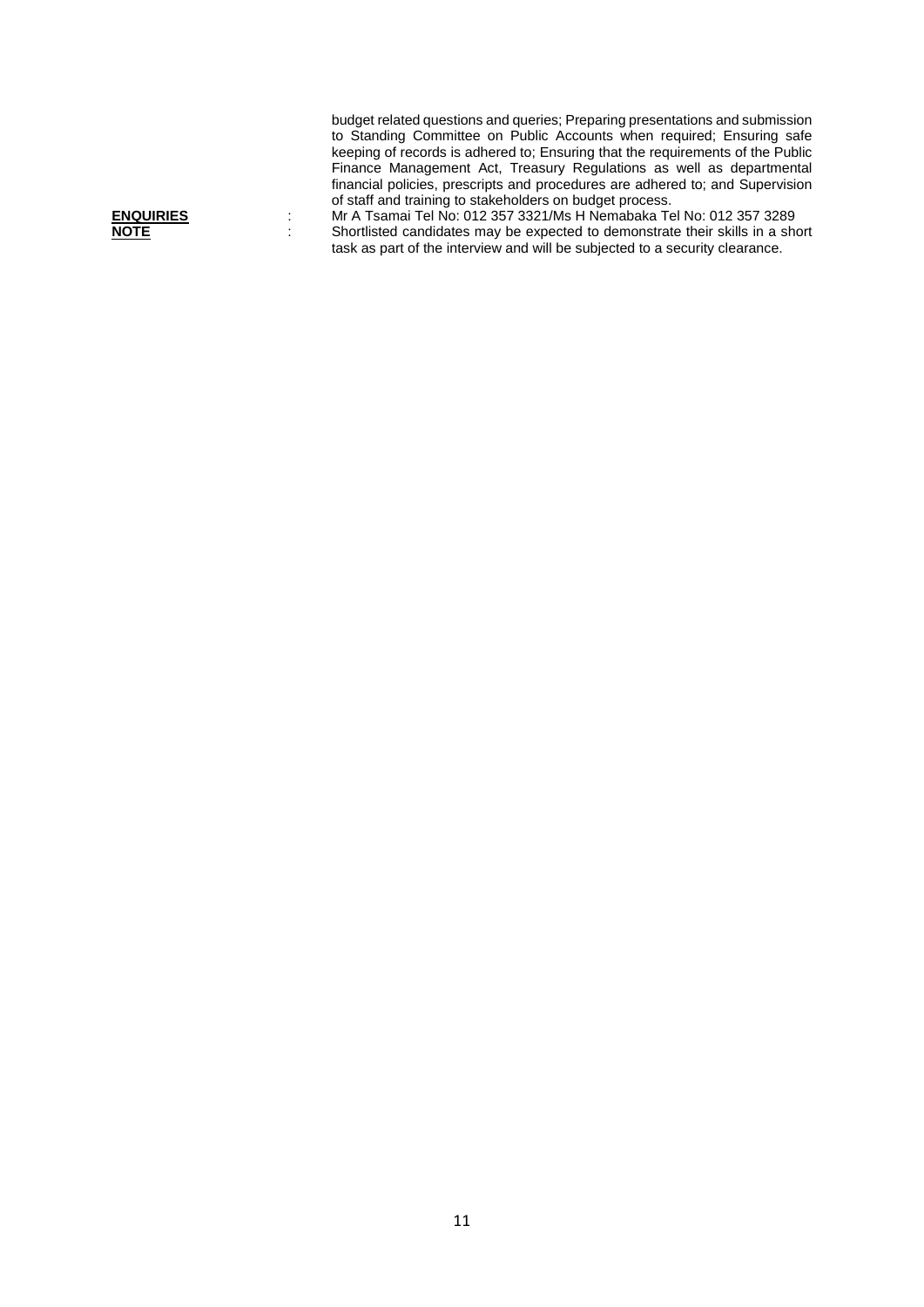budget related questions and queries; Preparing presentations and submission to Standing Committee on Public Accounts when required; Ensuring safe keeping of records is adhered to; Ensuring that the requirements of the Public Finance Management Act, Treasury Regulations as well as departmental financial policies, prescripts and procedures are adhered to; and Supervision of staff and training to stakeholders on budget process.

**ENQUIRIES** : Mr A Tsamai Tel No: 012 357 3321/Ms H Nemabaka Tel No: 012 357 3289

**NOTE** : Shortlisted candidates may be expected to demonstrate their skills in a short task as part of the interview and will be subjected to a security clearance.